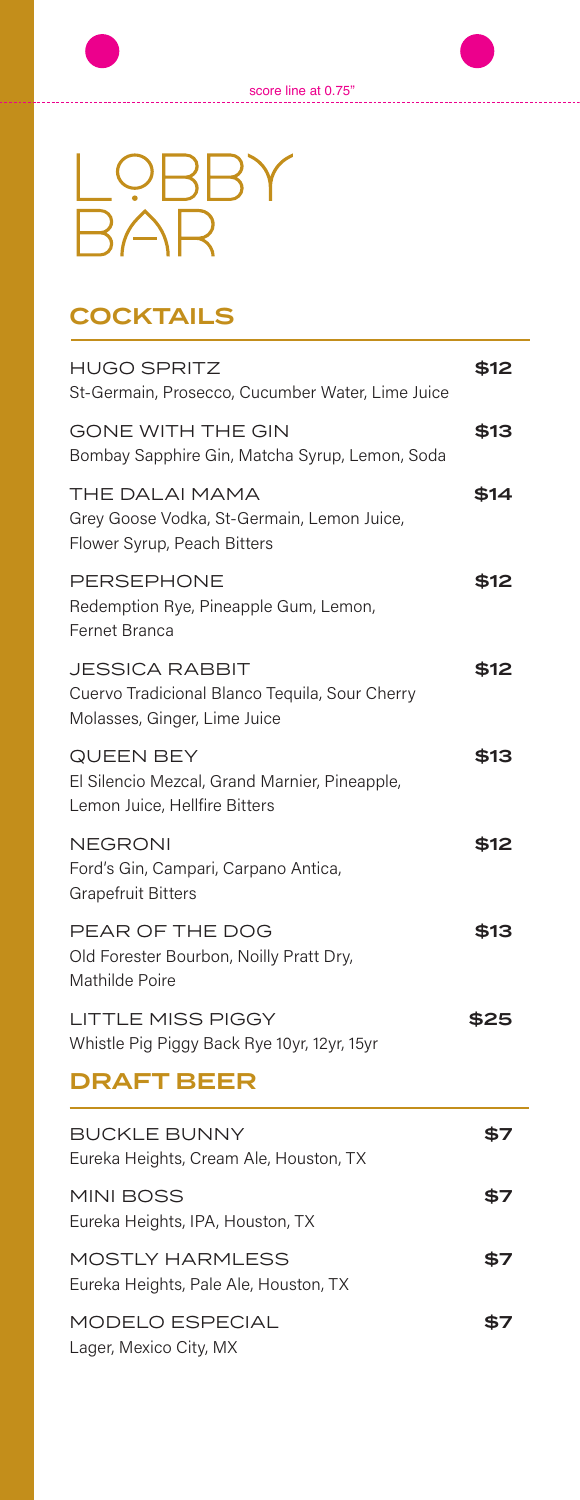# LOBBY BAR

## COCKTAILS

| | |
|---|---|
| HUGO SPRITZ<br>St-Germain, Prosecco, Cucumber Water, Lime Juice | $12 |
| GONE WITH THE GIN<br>Bombay Sapphire Gin, Matcha Syrup, Lemon, Soda | $13 |
| THE DALAI MAMA<br>Grey Goose Vodka, St-Germain, Lemon Juice, Flower Syrup, Peach Bitters | $14 |
| PERSEPHONE<br>Redemption Rye, Pineapple Gum, Lemon, Fernet Branca | $12 |
| JESSICA RABBIT<br>Cuervo Tradicional Blanco Tequila, Sour Cherry Molasses, Ginger, Lime Juice | $12 |
| QUEEN BEY<br>El Silencio Mezcal, Grand Marnier, Pineapple, Lemon Juice, Hellfire Bitters | $13 |
| NEGRONI<br>Ford's Gin, Campari, Carpano Antica, Grapefruit Bitters | $12 |
| PEAR OF THE DOG<br>Old Forester Bourbon, Noilly Pratt Dry, Mathilde Poire | $13 |
| LITTLE MISS PIGGY<br>Whistle Pig Piggy Back Rye 10yr, 12yr, 15yr | $25 |

## DRAFT BEER

| | |
|---|---|
| BUCKLE BUNNY<br>Eureka Heights, Cream Ale, Houston, TX | $7 |
| MINI BOSS<br>Eureka Heights, IPA, Houston, TX | $7 |
| MOSTLY HARMLESS<br>Eureka Heights, Pale Ale, Houston, TX | $7 |
| MODELO ESPECIAL<br>Lager, Mexico City, MX | $7 |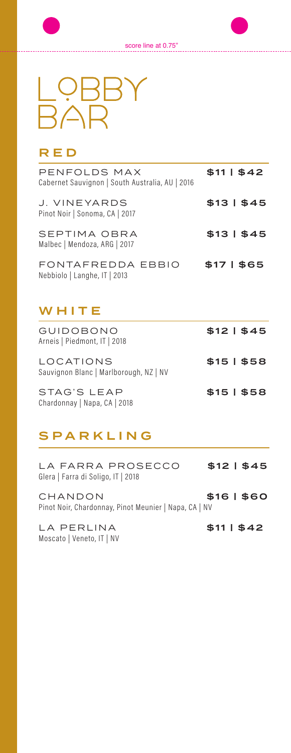# LOBBY BAR

## RED

**PENFOLDS MAX** — **$11 | $42**
Cabernet Sauvignon | South Australia, AU | 2016

**J. VINEYARDS** — **$13 | $45**
Pinot Noir | Sonoma, CA | 2017

**SEPTIMA OBRA** — **$13 | $45**
Malbec | Mendoza, ARG | 2017

**FONTAFREDDA EBBIO** — **$17 | $65**
Nebbiolo | Langhe, IT | 2013

## WHITE

**GUIDOBONO** — **$12 | $45**
Arneis | Piedmont, IT | 2018

**LOCATIONS** — **$15 | $58**
Sauvignon Blanc | Marlborough, NZ | NV

**STAG'S LEAP** — **$15 | $58**
Chardonnay | Napa, CA | 2018

## SPARKLING

**LA FARRA PROSECCO** — **$12 | $45**
Glera | Farra di Soligo, IT | 2018

**CHANDON** — **$16 | $60**
Pinot Noir, Chardonnay, Pinot Meunier | Napa, CA | NV

**LA PERLINA** — **$11 | $42**
Moscato | Veneto, IT | NV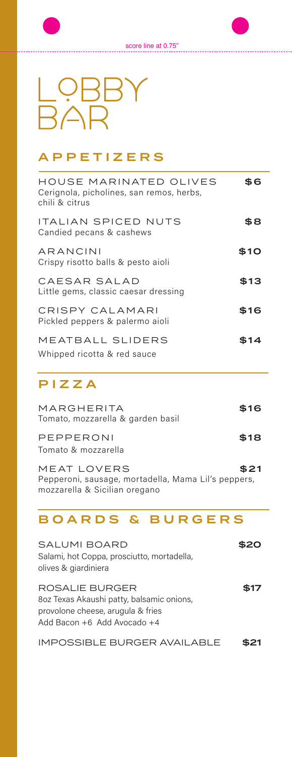score line at 0.75"

# LOBBY BAR

## APPETIZERS

**HOUSE MARINATED OLIVES** **$6**
Cerignola, picholines, san remos, herbs, chili & citrus

**ITALIAN SPICED NUTS** **$8**
Candied pecans & cashews

**ARANCINI** **$10**
Crispy risotto balls & pesto aioli

**CAESAR SALAD** **$13**
Little gems, classic caesar dressing

**CRISPY CALAMARI** **$16**
Pickled peppers & palermo aioli

**MEATBALL SLIDERS** **$14**
Whipped ricotta & red sauce

## PIZZA

**MARGHERITA** **$16**
Tomato, mozzarella & garden basil

**PEPPERONI** **$18**
Tomato & mozzarella

**MEAT LOVERS** **$21**
Pepperoni, sausage, mortadella, Mama Lil's peppers, mozzarella & Sicilian oregano

## BOARDS & BURGERS

**SALUMI BOARD** **$20**
Salami, hot Coppa, prosciutto, mortadella, olives & giardiniera

**ROSALIE BURGER** **$17**
8oz Texas Akaushi patty, balsamic onions, provolone cheese, arugula & fries
Add Bacon +6 Add Avocado +4

**IMPOSSIBLE BURGER AVAILABLE** **$21**